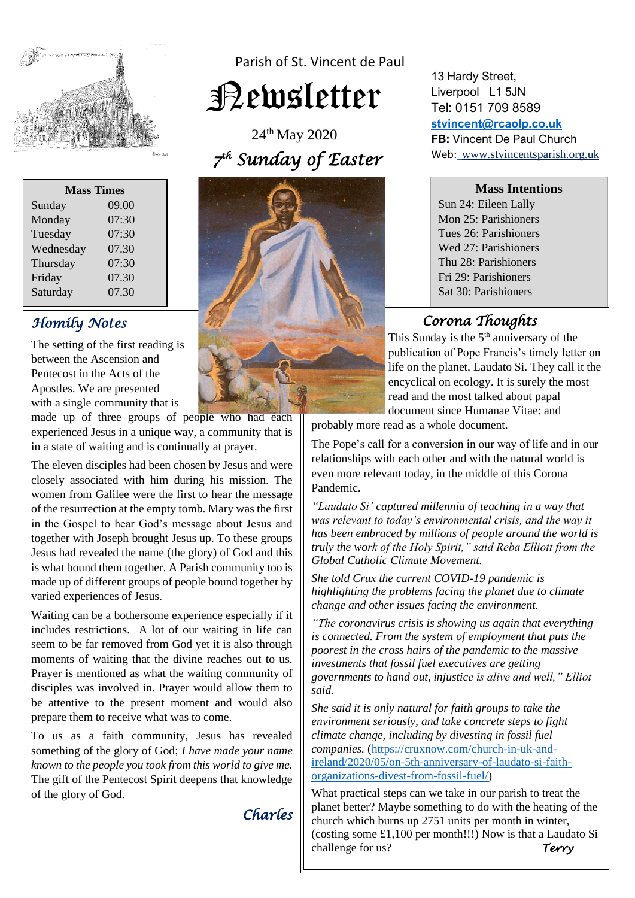Parish of St. Vincent de Paul

# Newsletter

24th May 2020

*7th Sunday of Easter*

13 Hardy Street,
Liverpool L1 5JN
Tel: 0151 709 8589
**stvincent@rcaolp.co.uk**
**FB:** Vincent De Paul Church
Web: www.stvincentsparish.org.uk

| Mass Times | |
|---|---|
| Sunday | 09.00 |
| Monday | 07:30 |
| Tuesday | 07:30 |
| Wednesday | 07.30 |
| Thursday | 07:30 |
| Friday | 07.30 |
| Saturday | 07.30 |

**Mass Intentions**

Sun 24: Eileen Lally
Mon 25: Parishioners
Tues 26: Parishioners
Wed 27: Parishioners
Thu 28: Parishioners
Fri 29: Parishioners
Sat 30: Parishioners

## *Homily Notes*

The setting of the first reading is between the Ascension and Pentecost in the Acts of the Apostles. We are presented with a single community that is made up of three groups of people who had each experienced Jesus in a unique way, a community that is in a state of waiting and is continually at prayer.

The eleven disciples had been chosen by Jesus and were closely associated with him during his mission. The women from Galilee were the first to hear the message of the resurrection at the empty tomb. Mary was the first in the Gospel to hear God's message about Jesus and together with Joseph brought Jesus up. To these groups Jesus had revealed the name (the glory) of God and this is what bound them together. A Parish community too is made up of different groups of people bound together by varied experiences of Jesus.

Waiting can be a bothersome experience especially if it includes restrictions. A lot of our waiting in life can seem to be far removed from God yet it is also through moments of waiting that the divine reaches out to us. Prayer is mentioned as what the waiting community of disciples was involved in. Prayer would allow them to be attentive to the present moment and would also prepare them to receive what was to come.

To us as a faith community, Jesus has revealed something of the glory of God; *I have made your name known to the people you took from this world to give me.* The gift of the Pentecost Spirit deepens that knowledge of the glory of God.

*Charles*

## *Corona Thoughts*

This Sunday is the 5th anniversary of the publication of Pope Francis's timely letter on life on the planet, Laudato Si. They call it the encyclical on ecology. It is surely the most read and the most talked about papal document since Humanae Vitae: and probably more read as a whole document.

The Pope's call for a conversion in our way of life and in our relationships with each other and with the natural world is even more relevant today, in the middle of this Corona Pandemic.

*"Laudato Si' captured millennia of teaching in a way that was relevant to today's environmental crisis, and the way it has been embraced by millions of people around the world is truly the work of the Holy Spirit," said Reba Elliott from the Global Catholic Climate Movement.*

*She told Crux the current COVID-19 pandemic is highlighting the problems facing the planet due to climate change and other issues facing the environment.*

*"The coronavirus crisis is showing us again that everything is connected. From the system of employment that puts the poorest in the cross hairs of the pandemic to the massive investments that fossil fuel executives are getting governments to hand out, injustice is alive and well," Elliot said.*

*She said it is only natural for faith groups to take the environment seriously, and take concrete steps to fight climate change, including by divesting in fossil fuel companies.* (https://cruxnow.com/church-in-uk-and-ireland/2020/05/on-5th-anniversary-of-laudato-si-faith-organizations-divest-from-fossil-fuel/)

What practical steps can we take in our parish to treat the planet better? Maybe something to do with the heating of the church which burns up 2751 units per month in winter, (costing some £1,100 per month!!!) Now is that a Laudato Si challenge for us? *Terry*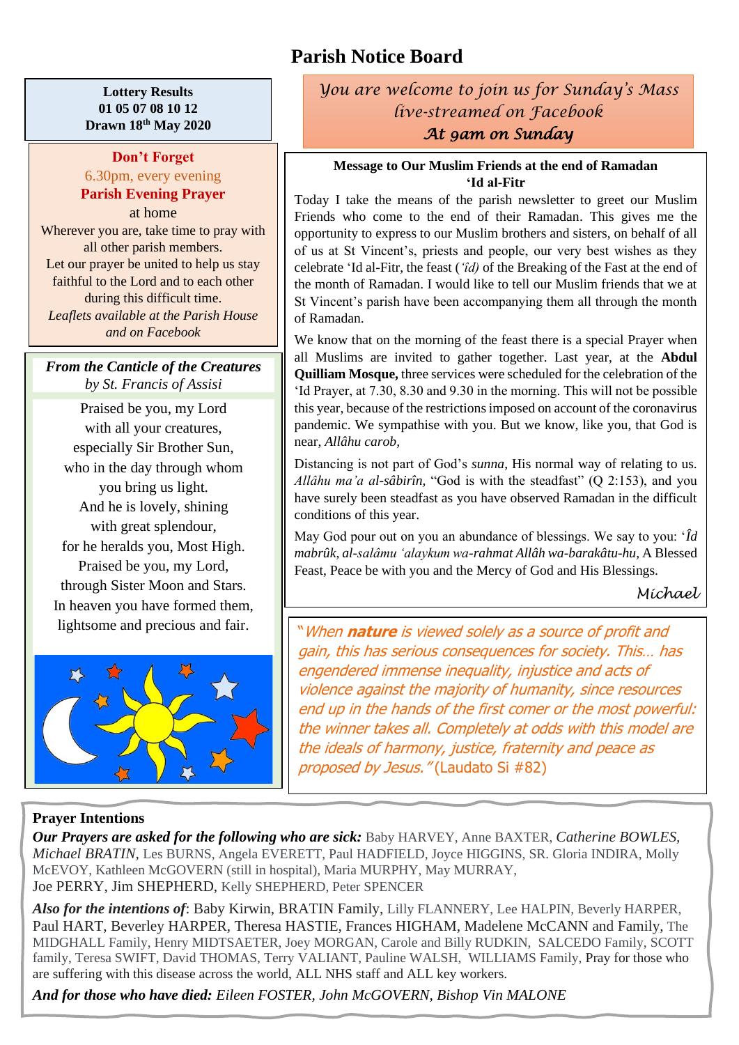# Parish Notice Board

**Lottery Results**
**01 05 07 08 10 12**
**Drawn 18th May 2020**

**Don't Forget**
6.30pm, every evening
**Parish Evening Prayer**
at home
Wherever you are, take time to pray with all other parish members.
Let our prayer be united to help us stay faithful to the Lord and to each other during this difficult time.
*Leaflets available at the Parish House and on Facebook*

***From the Canticle of the Creatures***
*by St. Francis of Assisi*

Praised be you, my Lord
with all your creatures,
especially Sir Brother Sun,
who in the day through whom
you bring us light.
And he is lovely, shining
with great splendour,
for he heralds you, Most High.
Praised be you, my Lord,
through Sister Moon and Stars.
In heaven you have formed them,
lightsome and precious and fair.

*You are welcome to join us for Sunday's Mass live-streamed on Facebook*
***At 9am on Sunday***

**Message to Our Muslim Friends at the end of Ramadan**
**'Id al-Fitr**

Today I take the means of the parish newsletter to greet our Muslim Friends who come to the end of their Ramadan. This gives me the opportunity to express to our Muslim brothers and sisters, on behalf of all of us at St Vincent's, priests and people, our very best wishes as they celebrate 'Id al-Fitr, the feast (*'îd)* of the Breaking of the Fast at the end of the month of Ramadan. I would like to tell our Muslim friends that we at St Vincent's parish have been accompanying them all through the month of Ramadan.

We know that on the morning of the feast there is a special Prayer when all Muslims are invited to gather together. Last year, at the **Abdul Quilliam Mosque,** three services were scheduled for the celebration of the 'Id Prayer, at 7.30, 8.30 and 9.30 in the morning. This will not be possible this year, because of the restrictions imposed on account of the coronavirus pandemic. We sympathise with you. But we know, like you, that God is near, *Allâhu carob,*

Distancing is not part of God's *sunna*, His normal way of relating to us. *Allâhu ma'a al-sâbirîn,* "God is with the steadfast" (Q 2:153), and you have surely been steadfast as you have observed Ramadan in the difficult conditions of this year.

May God pour out on you an abundance of blessings. We say to you: '*Îd mabrûk, al-salâmu 'alaykum wa-rahmat Allâh wa-barakâtu-hu,* A Blessed Feast, Peace be with you and the Mercy of God and His Blessings.

*Michael*

"*When **nature** is viewed solely as a source of profit and gain, this has serious consequences for society. This… has engendered immense inequality, injustice and acts of violence against the majority of humanity, since resources end up in the hands of the first comer or the most powerful: the winner takes all. Completely at odds with this model are the ideals of harmony, justice, fraternity and peace as proposed by Jesus."* (Laudato Si #82)

**Prayer Intentions**

***Our Prayers are asked for the following who are sick:*** Baby HARVEY, Anne BAXTER, *Catherine BOWLES, Michael BRATIN,* Les BURNS, Angela EVERETT, Paul HADFIELD, Joyce HIGGINS, SR. Gloria INDIRA, Molly McEVOY, Kathleen McGOVERN (still in hospital), Maria MURPHY, May MURRAY, Joe PERRY, Jim SHEPHERD, Kelly SHEPHERD, Peter SPENCER

***Also for the intentions of***: Baby Kirwin, BRATIN Family, Lilly FLANNERY, Lee HALPIN, Beverly HARPER, Paul HART, Beverley HARPER, Theresa HASTIE, Frances HIGHAM, Madelene McCANN and Family, The MIDGHALL Family, Henry MIDTSAETER, Joey MORGAN, Carole and Billy RUDKIN, SALCEDO Family, SCOTT family, Teresa SWIFT, David THOMAS, Terry VALIANT, Pauline WALSH, WILLIAMS Family, Pray for those who are suffering with this disease across the world, ALL NHS staff and ALL key workers.

***And for those who have died:*** *Eileen FOSTER, John McGOVERN, Bishop Vin MALONE*